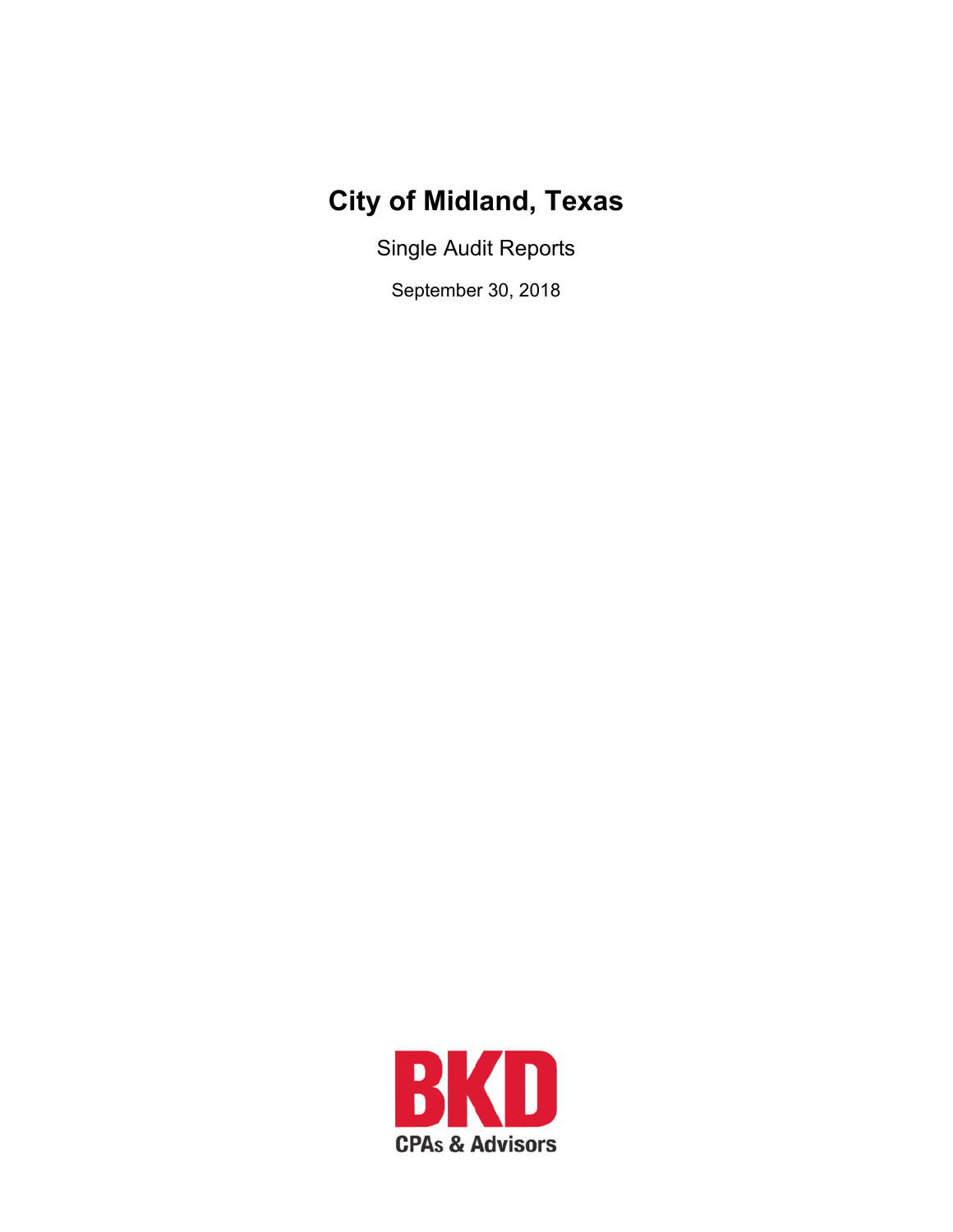# City of Midland, Texas

Single Audit Reports

September 30, 2018

BKD

CPAs & Advisors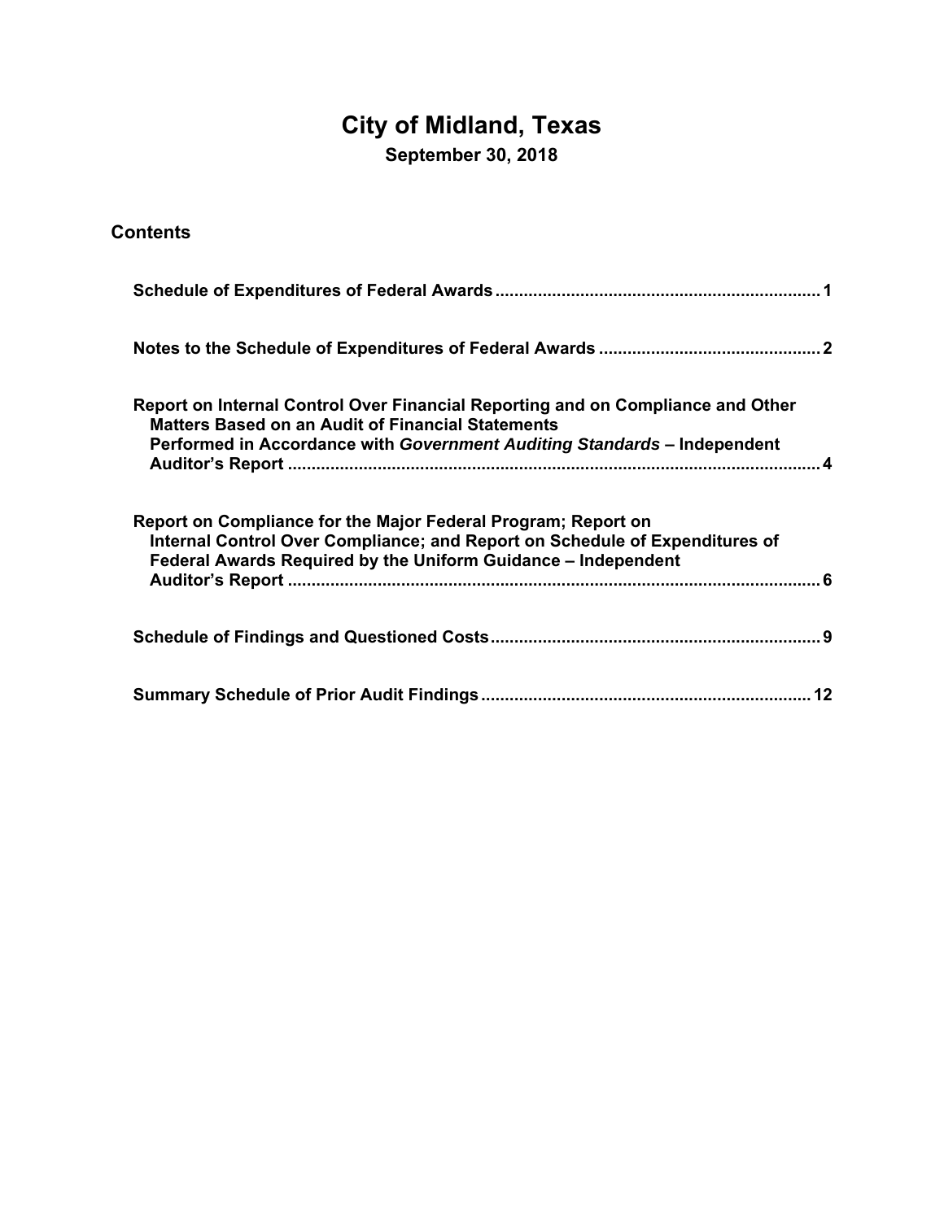# City of Midland, Texas

**September 30, 2018**

## Contents

| | |
|---|---|
| **Schedule of Expenditures of Federal Awards** | **1** |
| **Notes to the Schedule of Expenditures of Federal Awards** | **2** |
| **Report on Internal Control Over Financial Reporting and on Compliance and Other Matters Based on an Audit of Financial Statements Performed in Accordance with *Government Auditing Standards* – Independent Auditor's Report** | **4** |
| **Report on Compliance for the Major Federal Program; Report on Internal Control Over Compliance; and Report on Schedule of Expenditures of Federal Awards Required by the Uniform Guidance – Independent Auditor's Report** | **6** |
| **Schedule of Findings and Questioned Costs** | **9** |
| **Summary Schedule of Prior Audit Findings** | **12** |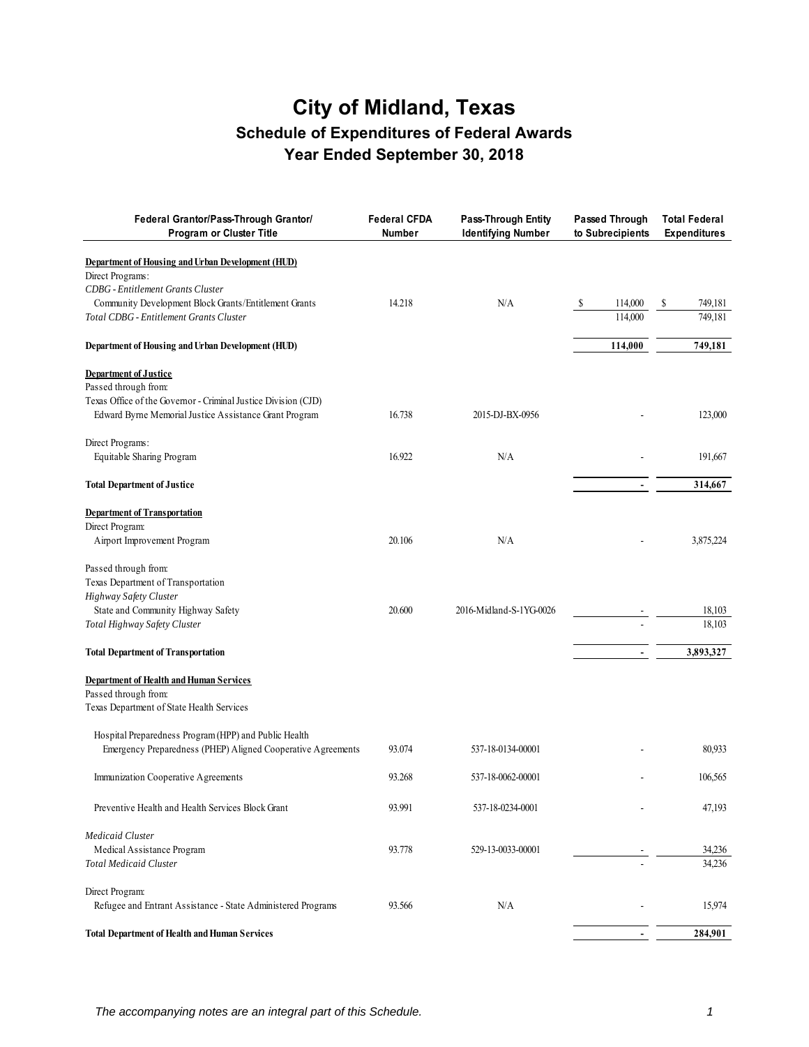# City of Midland, Texas
## Schedule of Expenditures of Federal Awards
## Year Ended September 30, 2018

| Federal Grantor/Pass-Through Grantor/ Program or Cluster Title | Federal CFDA Number | Pass-Through Entity Identifying Number | Passed Through to Subrecipients | Total Federal Expenditures |
|---|---|---|---|---|
| **Department of Housing and Urban Development (HUD)** | | | | |
| Direct Programs: | | | | |
| *CDBG - Entitlement Grants Cluster* | | | | |
| Community Development Block Grants/Entitlement Grants | 14.218 | N/A | $ 114,000 | $ 749,181 |
| *Total CDBG - Entitlement Grants Cluster* | | | 114,000 | 749,181 |
| **Department of Housing and Urban Development (HUD)** | | | **114,000** | **749,181** |
| **Department of Justice** | | | | |
| Passed through from: | | | | |
| Texas Office of the Governor - Criminal Justice Division (CJD) | | | | |
| Edward Byrne Memorial Justice Assistance Grant Program | 16.738 | 2015-DJ-BX-0956 | - | 123,000 |
| Direct Programs: | | | | |
| Equitable Sharing Program | 16.922 | N/A | - | 191,667 |
| **Total Department of Justice** | | | **-** | **314,667** |
| **Department of Transportation** | | | | |
| Direct Program: | | | | |
| Airport Improvement Program | 20.106 | N/A | - | 3,875,224 |
| Passed through from: | | | | |
| Texas Department of Transportation | | | | |
| *Highway Safety Cluster* | | | | |
| State and Community Highway Safety | 20.600 | 2016-Midland-S-1YG-0026 | - | 18,103 |
| *Total Highway Safety Cluster* | | | - | 18,103 |
| **Total Department of Transportation** | | | **-** | **3,893,327** |
| **Department of Health and Human Services** | | | | |
| Passed through from: | | | | |
| Texas Department of State Health Services | | | | |
| Hospital Preparedness Program (HPP) and Public Health Emergency Preparedness (PHEP) Aligned Cooperative Agreements | 93.074 | 537-18-0134-00001 | - | 80,933 |
| Immunization Cooperative Agreements | 93.268 | 537-18-0062-00001 | - | 106,565 |
| Preventive Health and Health Services Block Grant | 93.991 | 537-18-0234-0001 | - | 47,193 |
| *Medicaid Cluster* | | | | |
| Medical Assistance Program | 93.778 | 529-13-0033-00001 | - | 34,236 |
| *Total Medicaid Cluster* | | | - | 34,236 |
| Direct Program: | | | | |
| Refugee and Entrant Assistance - State Administered Programs | 93.566 | N/A | - | 15,974 |
| **Total Department of Health and Human Services** | | | **-** | **284,901** |

*The accompanying notes are an integral part of this Schedule.*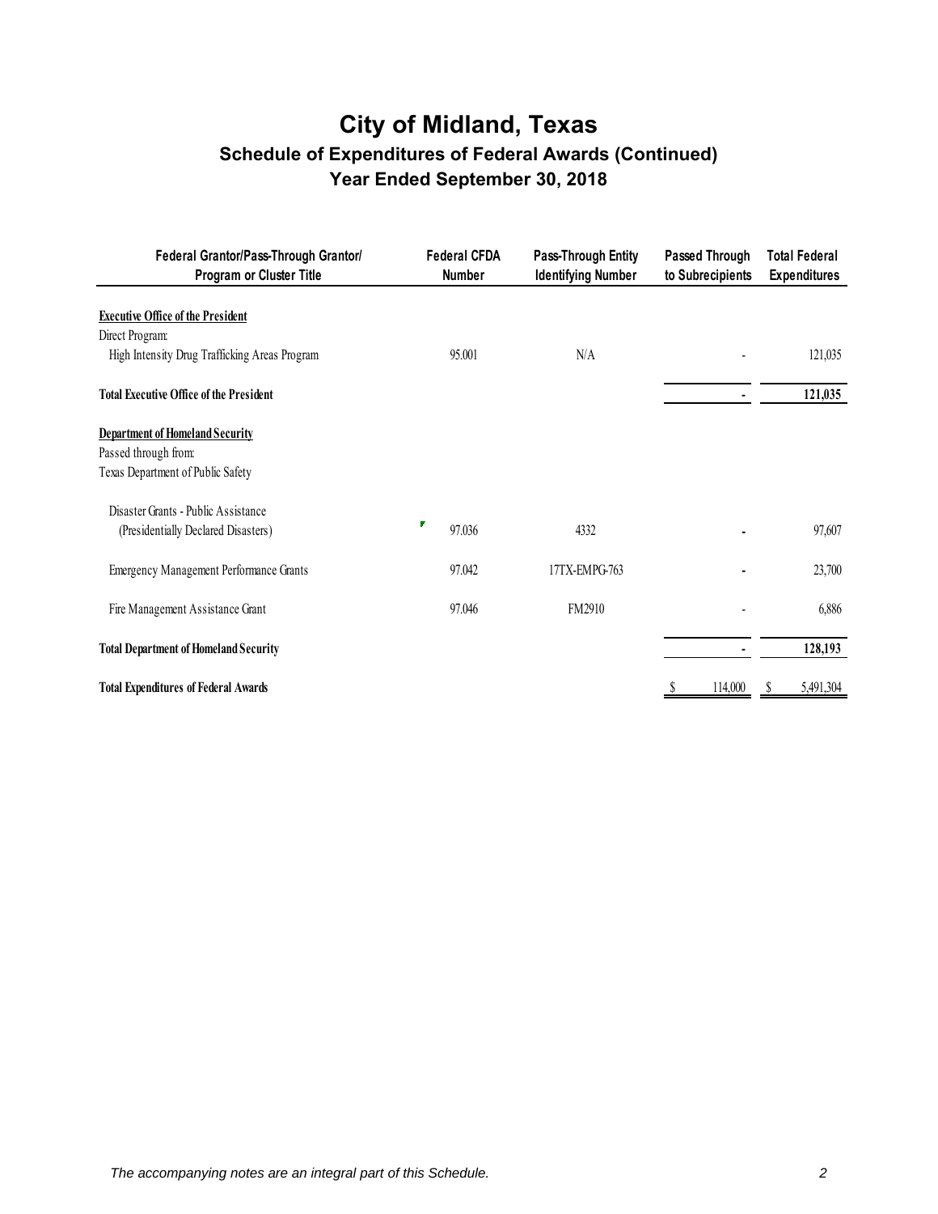# City of Midland, Texas

## Schedule of Expenditures of Federal Awards (Continued)

## Year Ended September 30, 2018

| Federal Grantor/Pass-Through Grantor/ Program or Cluster Title | Federal CFDA Number | Pass-Through Entity Identifying Number | Passed Through to Subrecipients | Total Federal Expenditures |
|---|---|---|---|---|
| **Executive Office of the President** | | | | |
| Direct Program: | | | | |
| High Intensity Drug Trafficking Areas Program | 95.001 | N/A | - | 121,035 |
| **Total Executive Office of the President** | | | **-** | **121,035** |
| **Department of Homeland Security** | | | | |
| Passed through from: | | | | |
| Texas Department of Public Safety | | | | |
| Disaster Grants - Public Assistance (Presidentially Declared Disasters) | 97.036 | 4332 | - | 97,607 |
| Emergency Management Performance Grants | 97.042 | 17TX-EMPG-763 | - | 23,700 |
| Fire Management Assistance Grant | 97.046 | FM2910 | - | 6,886 |
| **Total Department of Homeland Security** | | | **-** | **128,193** |
| **Total Expenditures of Federal Awards** | | | $ 114,000 | $ 5,491,304 |

*The accompanying notes are an integral part of this Schedule.*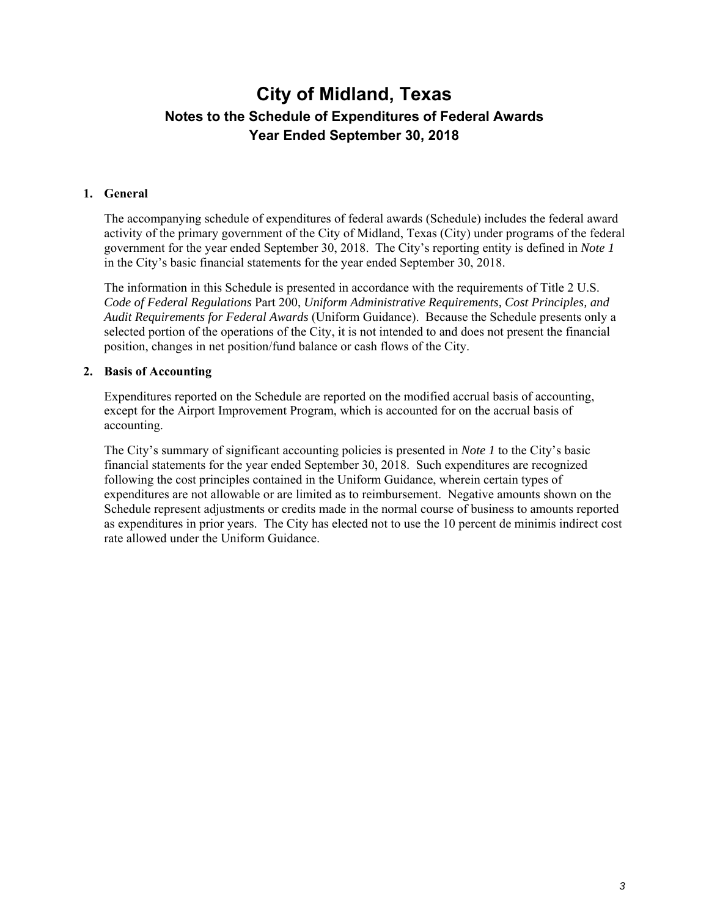# City of Midland, Texas
## Notes to the Schedule of Expenditures of Federal Awards
## Year Ended September 30, 2018

**1. General**

The accompanying schedule of expenditures of federal awards (Schedule) includes the federal award activity of the primary government of the City of Midland, Texas (City) under programs of the federal government for the year ended September 30, 2018. The City's reporting entity is defined in *Note 1* in the City's basic financial statements for the year ended September 30, 2018.

The information in this Schedule is presented in accordance with the requirements of Title 2 U.S. *Code of Federal Regulations* Part 200, *Uniform Administrative Requirements, Cost Principles, and Audit Requirements for Federal Awards* (Uniform Guidance). Because the Schedule presents only a selected portion of the operations of the City, it is not intended to and does not present the financial position, changes in net position/fund balance or cash flows of the City.

**2. Basis of Accounting**

Expenditures reported on the Schedule are reported on the modified accrual basis of accounting, except for the Airport Improvement Program, which is accounted for on the accrual basis of accounting.

The City's summary of significant accounting policies is presented in *Note 1* to the City's basic financial statements for the year ended September 30, 2018. Such expenditures are recognized following the cost principles contained in the Uniform Guidance, wherein certain types of expenditures are not allowable or are limited as to reimbursement. Negative amounts shown on the Schedule represent adjustments or credits made in the normal course of business to amounts reported as expenditures in prior years. The City has elected not to use the 10 percent de minimis indirect cost rate allowed under the Uniform Guidance.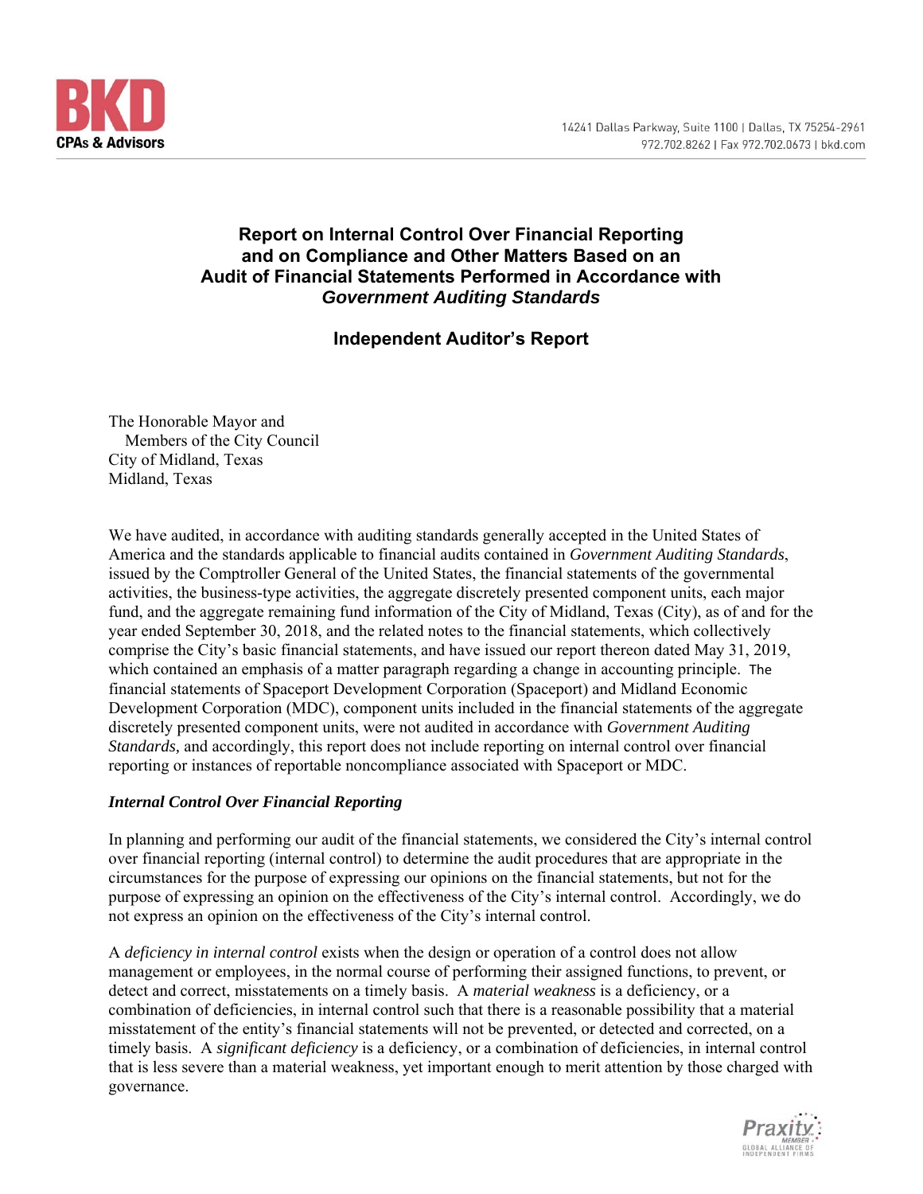BKD CPAs & Advisors

14241 Dallas Parkway, Suite 1100 | Dallas, TX 75254-2961
972.702.8262 | Fax 972.702.0673 | bkd.com

# Report on Internal Control Over Financial Reporting and on Compliance and Other Matters Based on an Audit of Financial Statements Performed in Accordance with *Government Auditing Standards*

## Independent Auditor's Report

The Honorable Mayor and
Members of the City Council
City of Midland, Texas
Midland, Texas

We have audited, in accordance with auditing standards generally accepted in the United States of America and the standards applicable to financial audits contained in *Government Auditing Standards*, issued by the Comptroller General of the United States, the financial statements of the governmental activities, the business-type activities, the aggregate discretely presented component units, each major fund, and the aggregate remaining fund information of the City of Midland, Texas (City), as of and for the year ended September 30, 2018, and the related notes to the financial statements, which collectively comprise the City's basic financial statements, and have issued our report thereon dated May 31, 2019, which contained an emphasis of a matter paragraph regarding a change in accounting principle. The financial statements of Spaceport Development Corporation (Spaceport) and Midland Economic Development Corporation (MDC), component units included in the financial statements of the aggregate discretely presented component units, were not audited in accordance with *Government Auditing Standards,* and accordingly, this report does not include reporting on internal control over financial reporting or instances of reportable noncompliance associated with Spaceport or MDC.

### *Internal Control Over Financial Reporting*

In planning and performing our audit of the financial statements, we considered the City's internal control over financial reporting (internal control) to determine the audit procedures that are appropriate in the circumstances for the purpose of expressing our opinions on the financial statements, but not for the purpose of expressing an opinion on the effectiveness of the City's internal control. Accordingly, we do not express an opinion on the effectiveness of the City's internal control.

A *deficiency in internal control* exists when the design or operation of a control does not allow management or employees, in the normal course of performing their assigned functions, to prevent, or detect and correct, misstatements on a timely basis. A *material weakness* is a deficiency, or a combination of deficiencies, in internal control such that there is a reasonable possibility that a material misstatement of the entity's financial statements will not be prevented, or detected and corrected, on a timely basis. A *significant deficiency* is a deficiency, or a combination of deficiencies, in internal control that is less severe than a material weakness, yet important enough to merit attention by those charged with governance.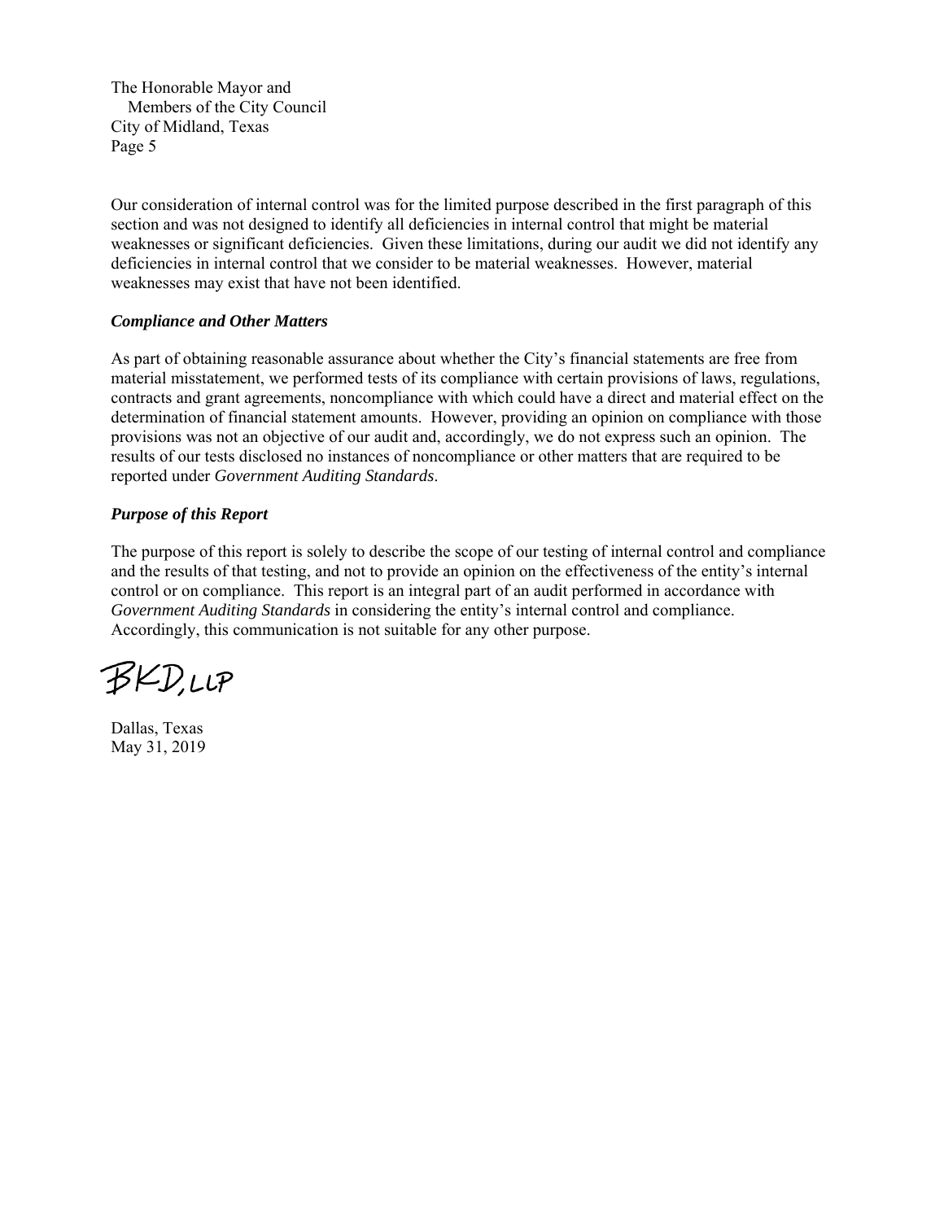The Honorable Mayor and
Members of the City Council
City of Midland, Texas
Page 5

Our consideration of internal control was for the limited purpose described in the first paragraph of this section and was not designed to identify all deficiencies in internal control that might be material weaknesses or significant deficiencies. Given these limitations, during our audit we did not identify any deficiencies in internal control that we consider to be material weaknesses. However, material weaknesses may exist that have not been identified.

***Compliance and Other Matters***

As part of obtaining reasonable assurance about whether the City's financial statements are free from material misstatement, we performed tests of its compliance with certain provisions of laws, regulations, contracts and grant agreements, noncompliance with which could have a direct and material effect on the determination of financial statement amounts. However, providing an opinion on compliance with those provisions was not an objective of our audit and, accordingly, we do not express such an opinion. The results of our tests disclosed no instances of noncompliance or other matters that are required to be reported under *Government Auditing Standards*.

***Purpose of this Report***

The purpose of this report is solely to describe the scope of our testing of internal control and compliance and the results of that testing, and not to provide an opinion on the effectiveness of the entity's internal control or on compliance. This report is an integral part of an audit performed in accordance with *Government Auditing Standards* in considering the entity's internal control and compliance. Accordingly, this communication is not suitable for any other purpose.

BKD, LLP

Dallas, Texas
May 31, 2019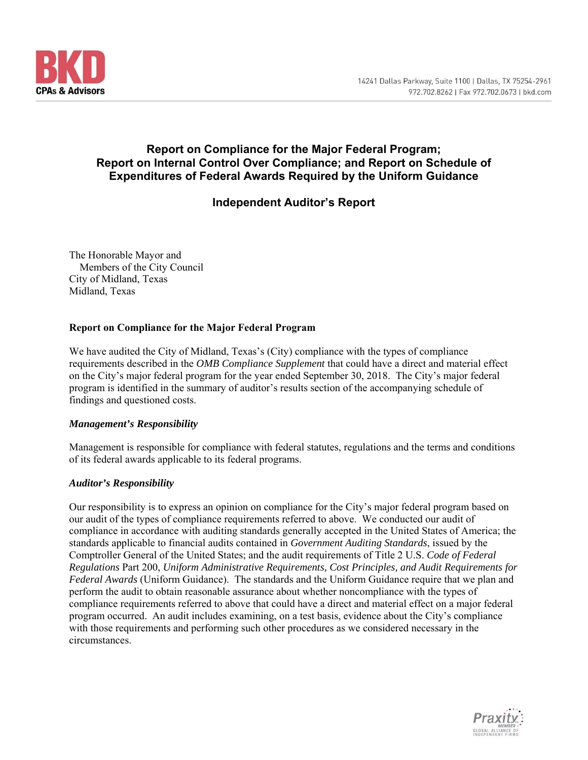BKD CPAs & Advisors

14241 Dallas Parkway, Suite 1100 | Dallas, TX 75254-2961
972.702.8262 | Fax 972.702.0673 | bkd.com

# Report on Compliance for the Major Federal Program; Report on Internal Control Over Compliance; and Report on Schedule of Expenditures of Federal Awards Required by the Uniform Guidance

## Independent Auditor's Report

The Honorable Mayor and
Members of the City Council
City of Midland, Texas
Midland, Texas

### Report on Compliance for the Major Federal Program

We have audited the City of Midland, Texas's (City) compliance with the types of compliance requirements described in the *OMB Compliance Supplement* that could have a direct and material effect on the City's major federal program for the year ended September 30, 2018. The City's major federal program is identified in the summary of auditor's results section of the accompanying schedule of findings and questioned costs.

#### *Management's Responsibility*

Management is responsible for compliance with federal statutes, regulations and the terms and conditions of its federal awards applicable to its federal programs.

#### *Auditor's Responsibility*

Our responsibility is to express an opinion on compliance for the City's major federal program based on our audit of the types of compliance requirements referred to above. We conducted our audit of compliance in accordance with auditing standards generally accepted in the United States of America; the standards applicable to financial audits contained in *Government Auditing Standards*, issued by the Comptroller General of the United States; and the audit requirements of Title 2 U.S. *Code of Federal Regulations* Part 200, *Uniform Administrative Requirements, Cost Principles, and Audit Requirements for Federal Awards* (Uniform Guidance). The standards and the Uniform Guidance require that we plan and perform the audit to obtain reasonable assurance about whether noncompliance with the types of compliance requirements referred to above that could have a direct and material effect on a major federal program occurred. An audit includes examining, on a test basis, evidence about the City's compliance with those requirements and performing such other procedures as we considered necessary in the circumstances.

Praxity MEMBER GLOBAL ALLIANCE OF INDEPENDENT FIRMS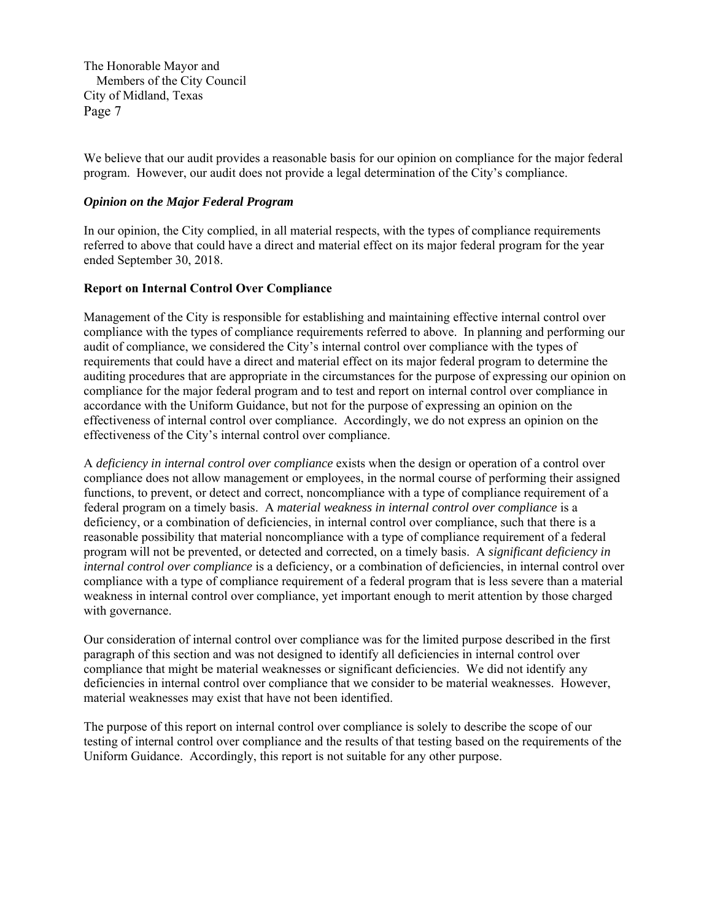We believe that our audit provides a reasonable basis for our opinion on compliance for the major federal program. However, our audit does not provide a legal determination of the City's compliance.

***Opinion on the Major Federal Program***

In our opinion, the City complied, in all material respects, with the types of compliance requirements referred to above that could have a direct and material effect on its major federal program for the year ended September 30, 2018.

**Report on Internal Control Over Compliance**

Management of the City is responsible for establishing and maintaining effective internal control over compliance with the types of compliance requirements referred to above. In planning and performing our audit of compliance, we considered the City's internal control over compliance with the types of requirements that could have a direct and material effect on its major federal program to determine the auditing procedures that are appropriate in the circumstances for the purpose of expressing our opinion on compliance for the major federal program and to test and report on internal control over compliance in accordance with the Uniform Guidance, but not for the purpose of expressing an opinion on the effectiveness of internal control over compliance. Accordingly, we do not express an opinion on the effectiveness of the City's internal control over compliance.

A *deficiency in internal control over compliance* exists when the design or operation of a control over compliance does not allow management or employees, in the normal course of performing their assigned functions, to prevent, or detect and correct, noncompliance with a type of compliance requirement of a federal program on a timely basis. A *material weakness in internal control over compliance* is a deficiency, or a combination of deficiencies, in internal control over compliance, such that there is a reasonable possibility that material noncompliance with a type of compliance requirement of a federal program will not be prevented, or detected and corrected, on a timely basis. A *significant deficiency in internal control over compliance* is a deficiency, or a combination of deficiencies, in internal control over compliance with a type of compliance requirement of a federal program that is less severe than a material weakness in internal control over compliance, yet important enough to merit attention by those charged with governance.

Our consideration of internal control over compliance was for the limited purpose described in the first paragraph of this section and was not designed to identify all deficiencies in internal control over compliance that might be material weaknesses or significant deficiencies. We did not identify any deficiencies in internal control over compliance that we consider to be material weaknesses. However, material weaknesses may exist that have not been identified.

The purpose of this report on internal control over compliance is solely to describe the scope of our testing of internal control over compliance and the results of that testing based on the requirements of the Uniform Guidance. Accordingly, this report is not suitable for any other purpose.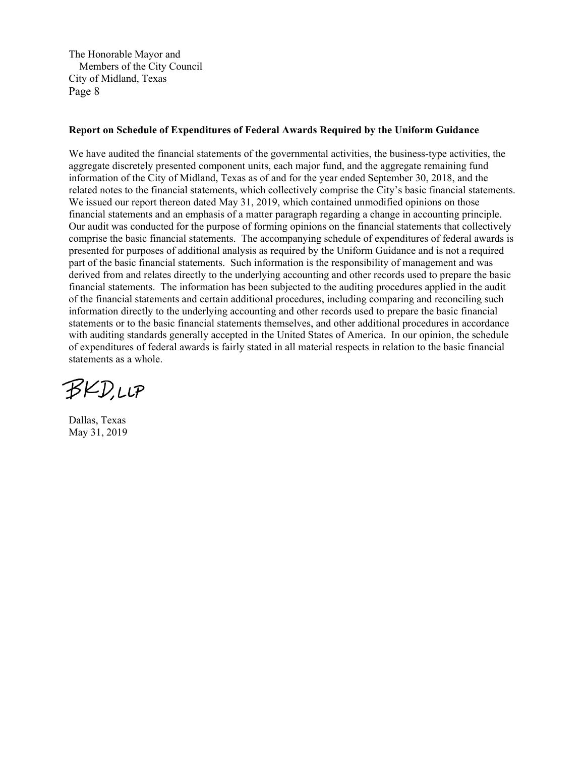The Honorable Mayor and
Members of the City Council
City of Midland, Texas
Page 8

**Report on Schedule of Expenditures of Federal Awards Required by the Uniform Guidance**

We have audited the financial statements of the governmental activities, the business-type activities, the aggregate discretely presented component units, each major fund, and the aggregate remaining fund information of the City of Midland, Texas as of and for the year ended September 30, 2018, and the related notes to the financial statements, which collectively comprise the City's basic financial statements. We issued our report thereon dated May 31, 2019, which contained unmodified opinions on those financial statements and an emphasis of a matter paragraph regarding a change in accounting principle. Our audit was conducted for the purpose of forming opinions on the financial statements that collectively comprise the basic financial statements. The accompanying schedule of expenditures of federal awards is presented for purposes of additional analysis as required by the Uniform Guidance and is not a required part of the basic financial statements. Such information is the responsibility of management and was derived from and relates directly to the underlying accounting and other records used to prepare the basic financial statements. The information has been subjected to the auditing procedures applied in the audit of the financial statements and certain additional procedures, including comparing and reconciling such information directly to the underlying accounting and other records used to prepare the basic financial statements or to the basic financial statements themselves, and other additional procedures in accordance with auditing standards generally accepted in the United States of America. In our opinion, the schedule of expenditures of federal awards is fairly stated in all material respects in relation to the basic financial statements as a whole.

BKD, LLP

Dallas, Texas
May 31, 2019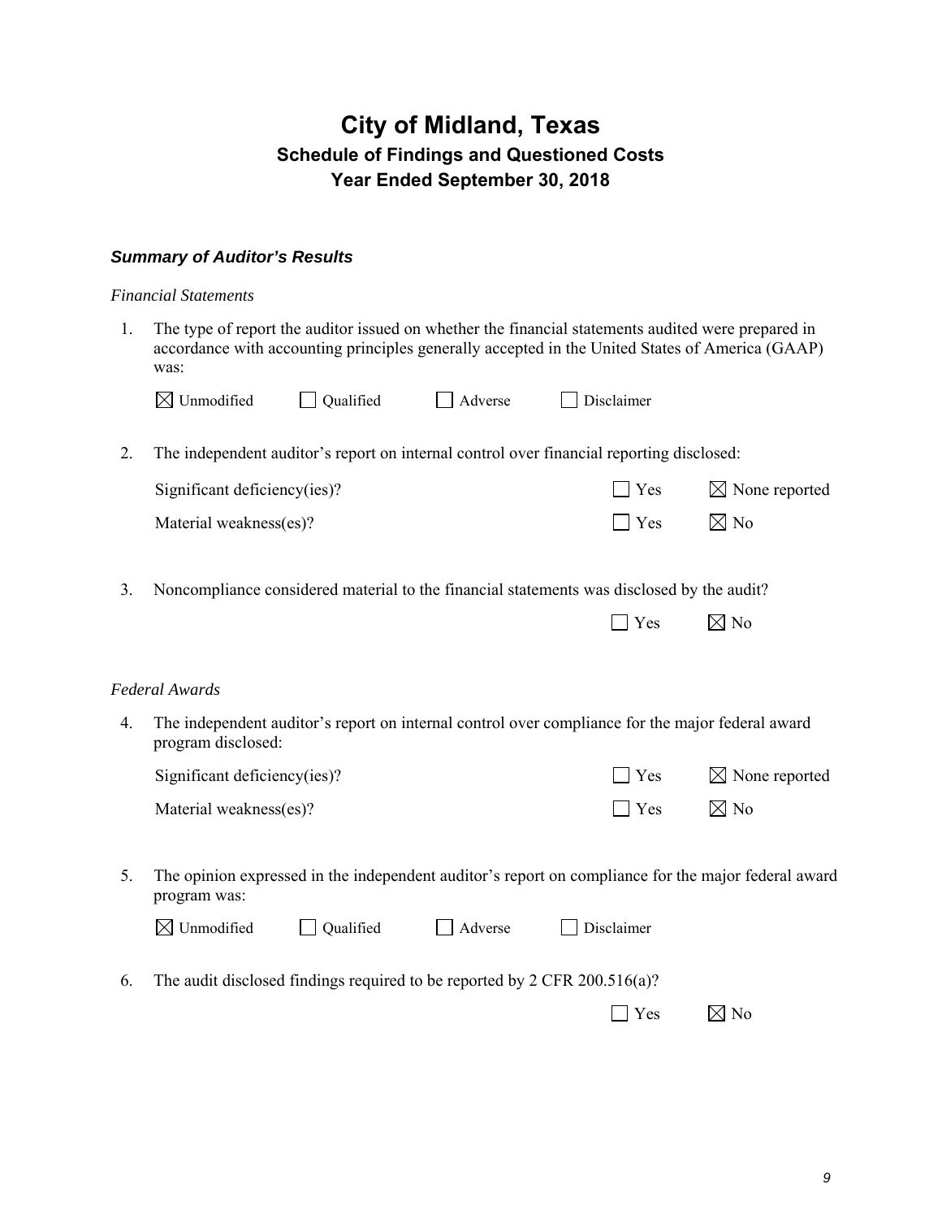# City of Midland, Texas

## Schedule of Findings and Questioned Costs

## Year Ended September 30, 2018

### *Summary of Auditor's Results*

*Financial Statements*

1. The type of report the auditor issued on whether the financial statements audited were prepared in accordance with accounting principles generally accepted in the United States of America (GAAP) was:

   ☒ Unmodified ☐ Qualified ☐ Adverse ☐ Disclaimer

2. The independent auditor's report on internal control over financial reporting disclosed:

   Significant deficiency(ies)? ☐ Yes ☒ None reported

   Material weakness(es)? ☐ Yes ☒ No

3. Noncompliance considered material to the financial statements was disclosed by the audit?

   ☐ Yes ☒ No

*Federal Awards*

4. The independent auditor's report on internal control over compliance for the major federal award program disclosed:

   Significant deficiency(ies)? ☐ Yes ☒ None reported

   Material weakness(es)? ☐ Yes ☒ No

5. The opinion expressed in the independent auditor's report on compliance for the major federal award program was:

   ☒ Unmodified ☐ Qualified ☐ Adverse ☐ Disclaimer

6. The audit disclosed findings required to be reported by 2 CFR 200.516(a)?

   ☐ Yes ☒ No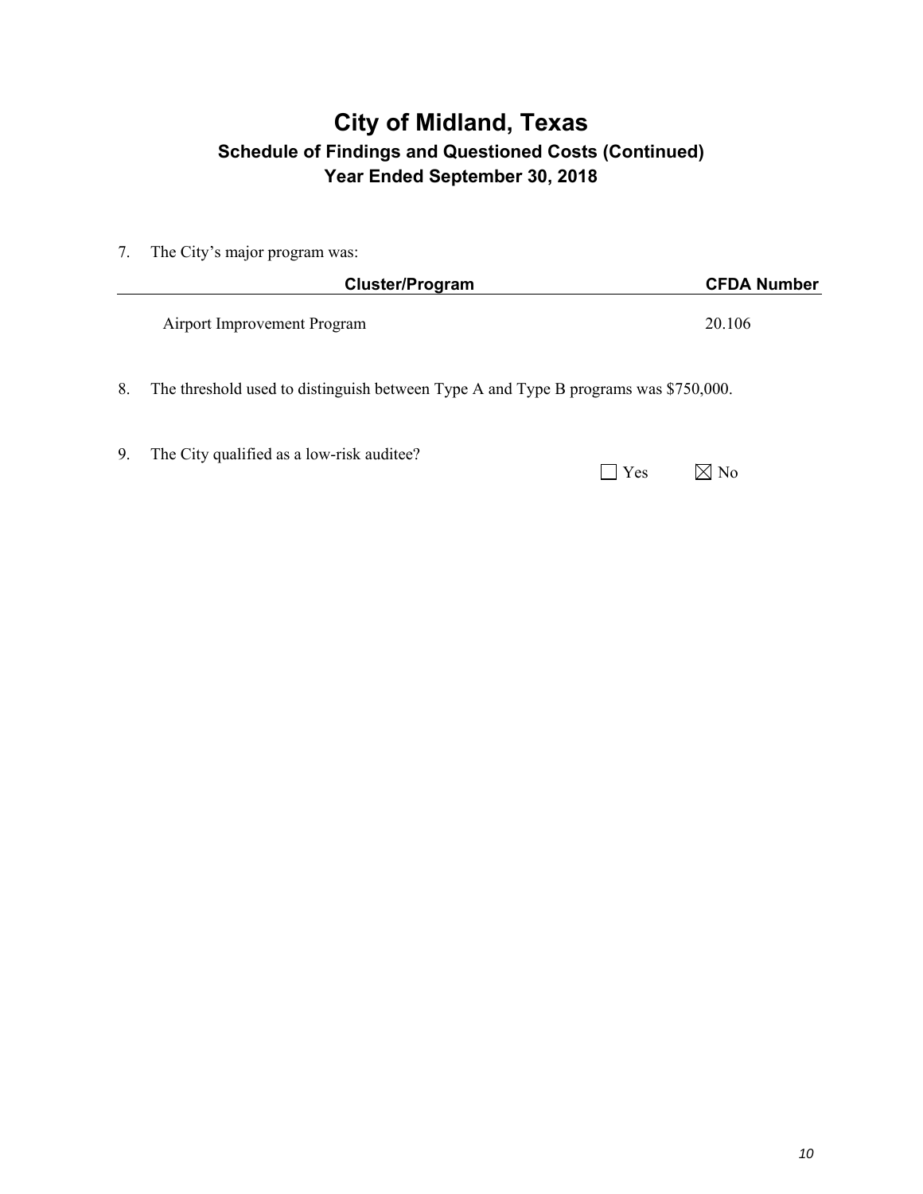# City of Midland, Texas

## Schedule of Findings and Questioned Costs (Continued)

## Year Ended September 30, 2018

7. The City's major program was:

| Cluster/Program | CFDA Number |
|---|---|
| Airport Improvement Program | 20.106 |

8. The threshold used to distinguish between Type A and Type B programs was $750,000.

9. The City qualified as a low-risk auditee? ☐ Yes ☒ No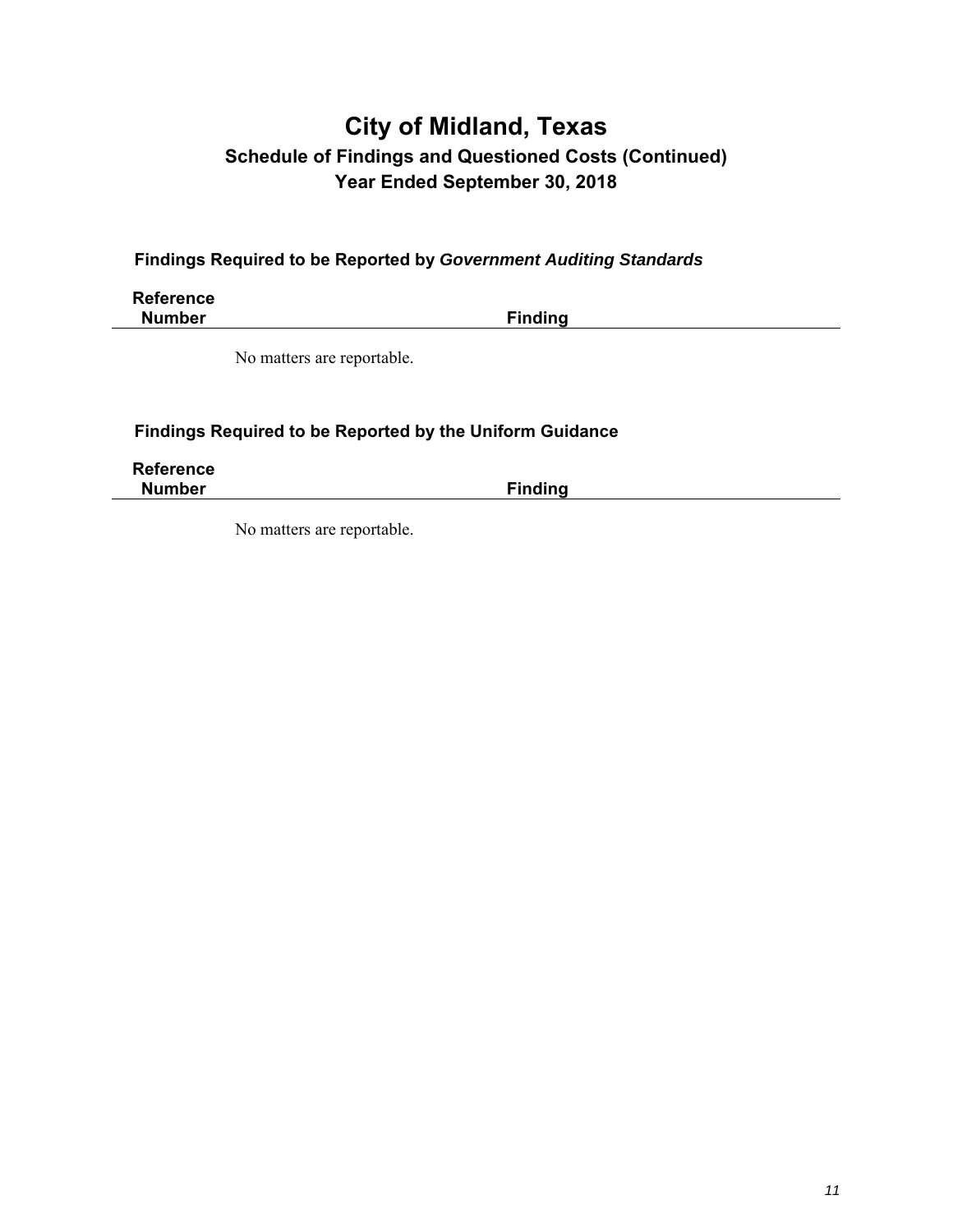# City of Midland, Texas

## Schedule of Findings and Questioned Costs (Continued)

## Year Ended September 30, 2018

### Findings Required to be Reported by *Government Auditing Standards*

| Reference Number | Finding |
|---|---|
| | No matters are reportable. |

### Findings Required to be Reported by the Uniform Guidance

| Reference Number | Finding |
|---|---|
| | No matters are reportable. |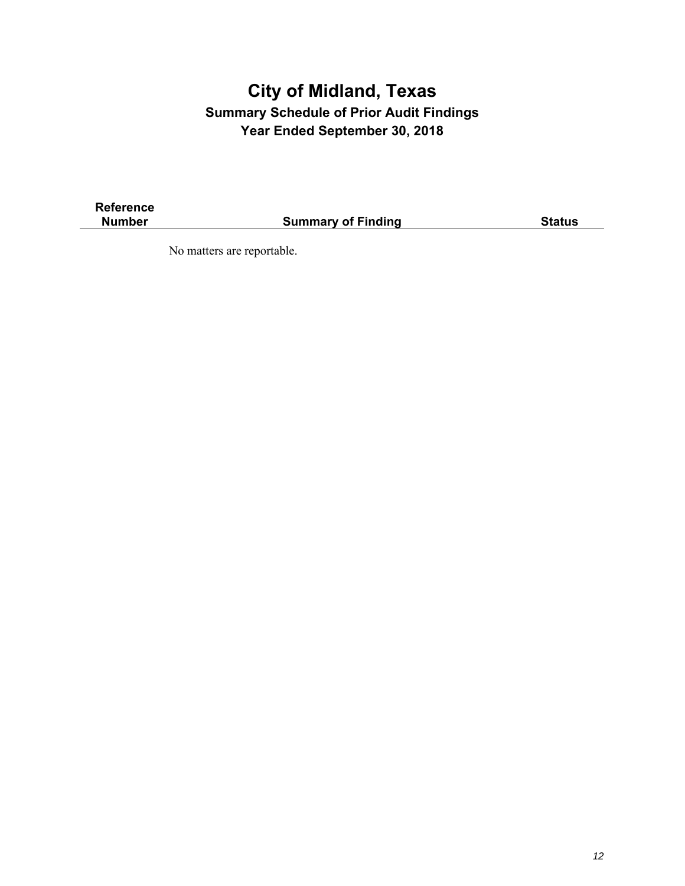# City of Midland, Texas

## Summary Schedule of Prior Audit Findings

## Year Ended September 30, 2018

| Reference Number | Summary of Finding | Status |
| --- | --- | --- |
| | No matters are reportable. | |